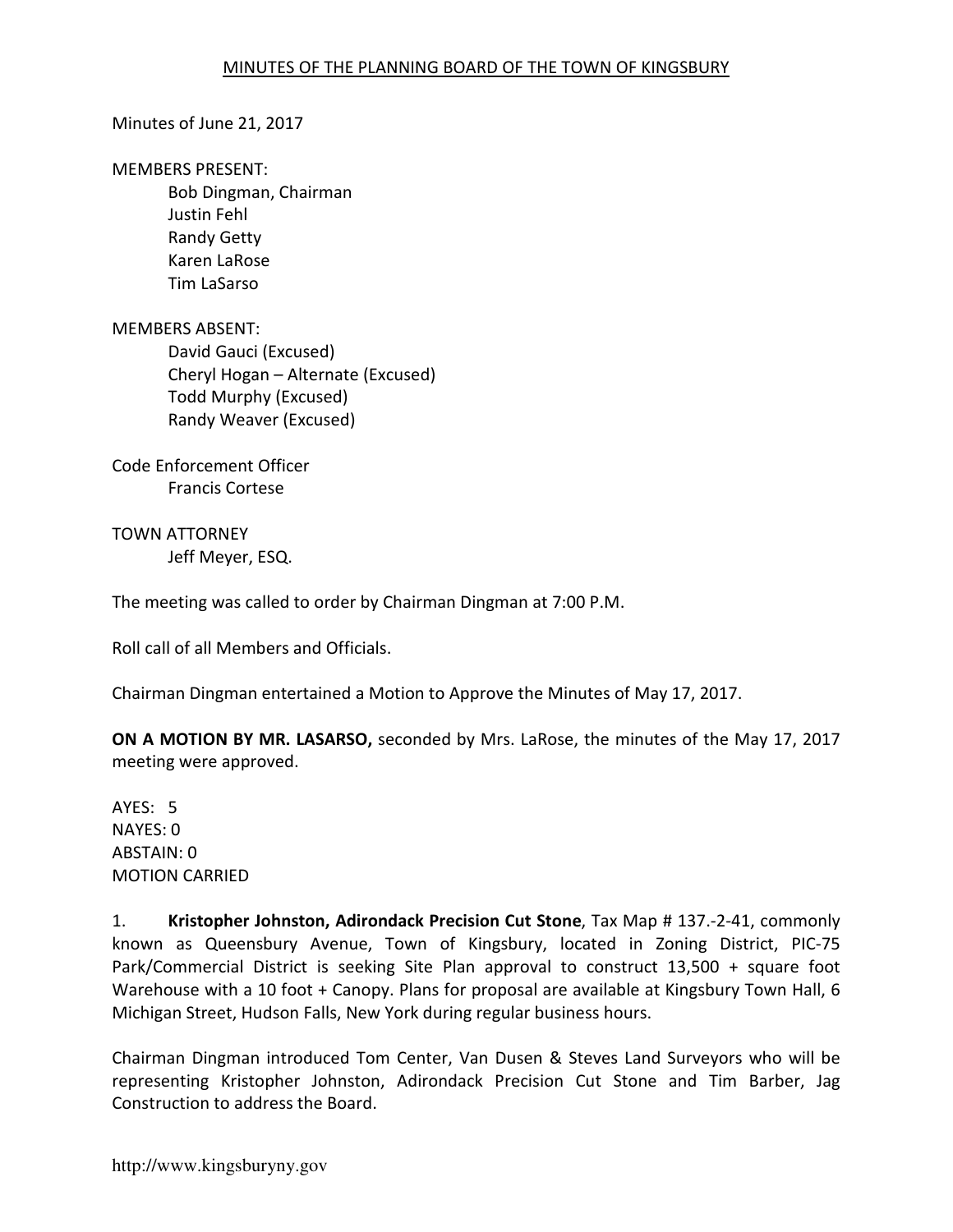MINUTES OF THE PLANNING BOARD OF THE TOWN OF KINGSBURY

Minutes of June 21, 2017

MEMBERS PRESENT:
- Bob Dingman, Chairman
- Justin Fehl
- Randy Getty
- Karen LaRose
- Tim LaSarso

MEMBERS ABSENT:
- David Gauci (Excused)
- Cheryl Hogan – Alternate (Excused)
- Todd Murphy (Excused)
- Randy Weaver (Excused)

Code Enforcement Officer
- Francis Cortese

TOWN ATTORNEY
- Jeff Meyer, ESQ.

The meeting was called to order by Chairman Dingman at 7:00 P.M.

Roll call of all Members and Officials.

Chairman Dingman entertained a Motion to Approve the Minutes of May 17, 2017.

**ON A MOTION BY MR. LASARSO,** seconded by Mrs. LaRose, the minutes of the May 17, 2017 meeting were approved.

AYES: 5
NAYES: 0
ABSTAIN: 0
MOTION CARRIED

1. **Kristopher Johnston, Adirondack Precision Cut Stone**, Tax Map # 137.-2-41, commonly known as Queensbury Avenue, Town of Kingsbury, located in Zoning District, PIC-75 Park/Commercial District is seeking Site Plan approval to construct 13,500 + square foot Warehouse with a 10 foot + Canopy. Plans for proposal are available at Kingsbury Town Hall, 6 Michigan Street, Hudson Falls, New York during regular business hours.

Chairman Dingman introduced Tom Center, Van Dusen & Steves Land Surveyors who will be representing Kristopher Johnston, Adirondack Precision Cut Stone and Tim Barber, Jag Construction to address the Board.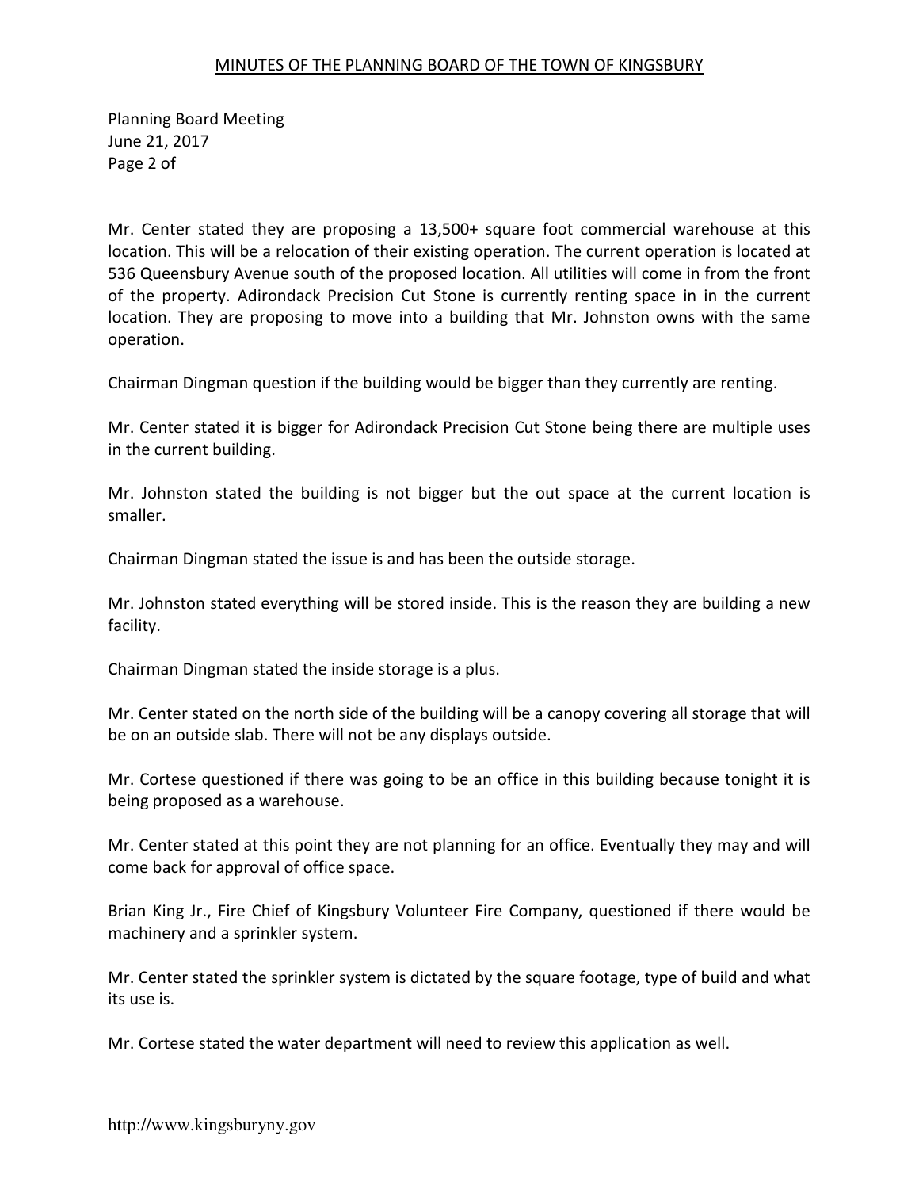Mr. Center stated they are proposing a 13,500+ square foot commercial warehouse at this location. This will be a relocation of their existing operation. The current operation is located at 536 Queensbury Avenue south of the proposed location. All utilities will come in from the front of the property. Adirondack Precision Cut Stone is currently renting space in in the current location. They are proposing to move into a building that Mr. Johnston owns with the same operation.

Chairman Dingman question if the building would be bigger than they currently are renting.

Mr. Center stated it is bigger for Adirondack Precision Cut Stone being there are multiple uses in the current building.

Mr. Johnston stated the building is not bigger but the out space at the current location is smaller.

Chairman Dingman stated the issue is and has been the outside storage.

Mr. Johnston stated everything will be stored inside. This is the reason they are building a new facility.

Chairman Dingman stated the inside storage is a plus.

Mr. Center stated on the north side of the building will be a canopy covering all storage that will be on an outside slab. There will not be any displays outside.

Mr. Cortese questioned if there was going to be an office in this building because tonight it is being proposed as a warehouse.

Mr. Center stated at this point they are not planning for an office. Eventually they may and will come back for approval of office space.

Brian King Jr., Fire Chief of Kingsbury Volunteer Fire Company, questioned if there would be machinery and a sprinkler system.

Mr. Center stated the sprinkler system is dictated by the square footage, type of build and what its use is.

Mr. Cortese stated the water department will need to review this application as well.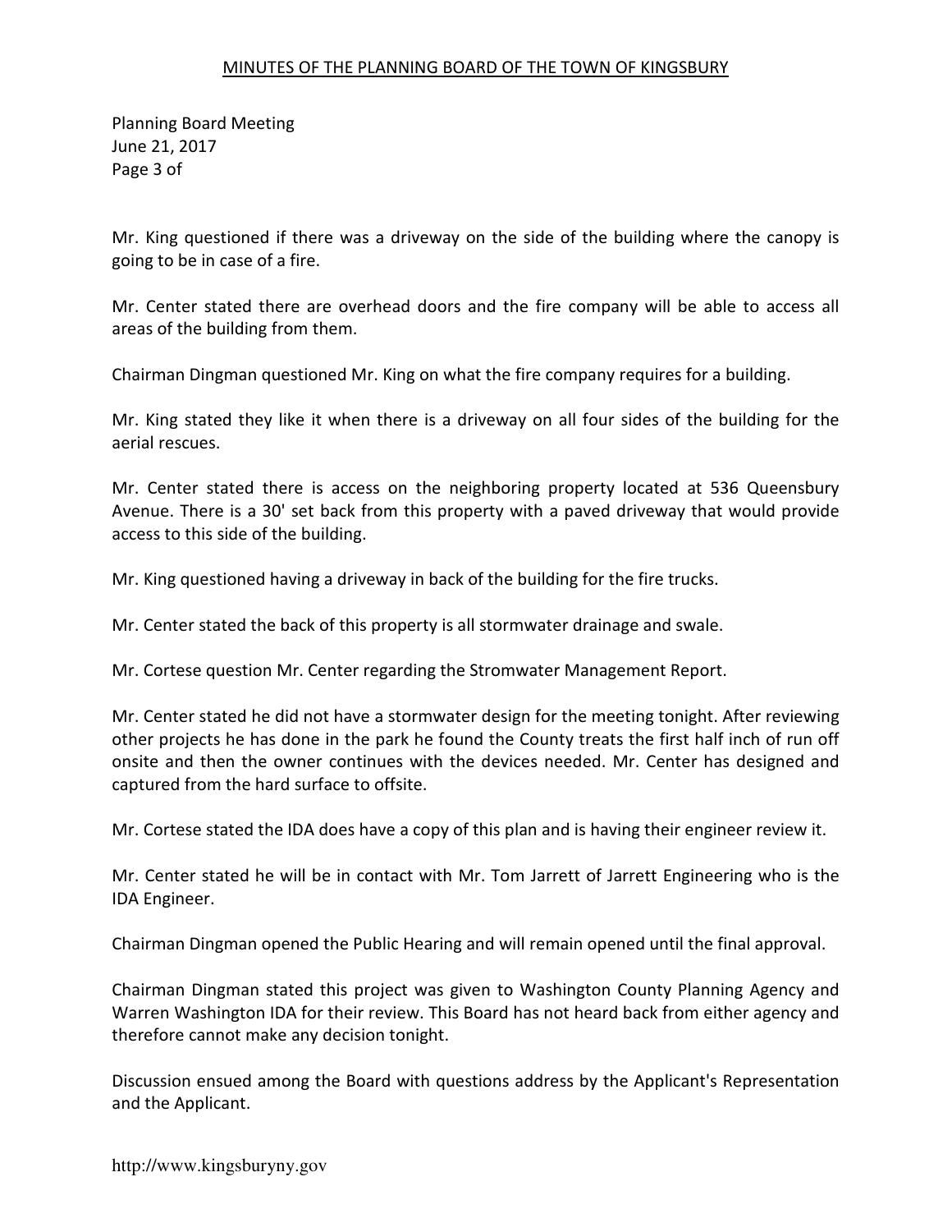Mr. King questioned if there was a driveway on the side of the building where the canopy is going to be in case of a fire.

Mr. Center stated there are overhead doors and the fire company will be able to access all areas of the building from them.

Chairman Dingman questioned Mr. King on what the fire company requires for a building.

Mr. King stated they like it when there is a driveway on all four sides of the building for the aerial rescues.

Mr. Center stated there is access on the neighboring property located at 536 Queensbury Avenue. There is a 30' set back from this property with a paved driveway that would provide access to this side of the building.

Mr. King questioned having a driveway in back of the building for the fire trucks.

Mr. Center stated the back of this property is all stormwater drainage and swale.

Mr. Cortese question Mr. Center regarding the Stromwater Management Report.

Mr. Center stated he did not have a stormwater design for the meeting tonight. After reviewing other projects he has done in the park he found the County treats the first half inch of run off onsite and then the owner continues with the devices needed. Mr. Center has designed and captured from the hard surface to offsite.

Mr. Cortese stated the IDA does have a copy of this plan and is having their engineer review it.

Mr. Center stated he will be in contact with Mr. Tom Jarrett of Jarrett Engineering who is the IDA Engineer.

Chairman Dingman opened the Public Hearing and will remain opened until the final approval.

Chairman Dingman stated this project was given to Washington County Planning Agency and Warren Washington IDA for their review. This Board has not heard back from either agency and therefore cannot make any decision tonight.

Discussion ensued among the Board with questions address by the Applicant's Representation and the Applicant.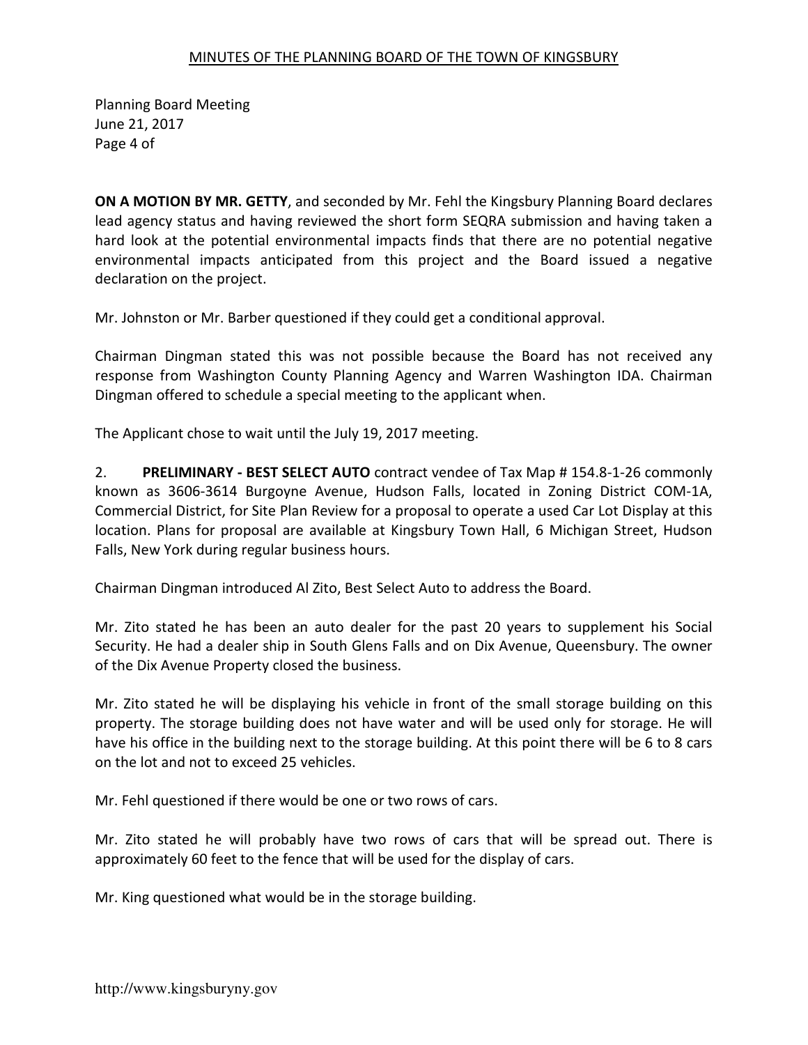MINUTES OF THE PLANNING BOARD OF THE TOWN OF KINGSBURY

Planning Board Meeting
June 21, 2017
Page 4 of

**ON A MOTION BY MR. GETTY**, and seconded by Mr. Fehl the Kingsbury Planning Board declares lead agency status and having reviewed the short form SEQRA submission and having taken a hard look at the potential environmental impacts finds that there are no potential negative environmental impacts anticipated from this project and the Board issued a negative declaration on the project.

Mr. Johnston or Mr. Barber questioned if they could get a conditional approval.

Chairman Dingman stated this was not possible because the Board has not received any response from Washington County Planning Agency and Warren Washington IDA. Chairman Dingman offered to schedule a special meeting to the applicant when.

The Applicant chose to wait until the July 19, 2017 meeting.

2. **PRELIMINARY - BEST SELECT AUTO** contract vendee of Tax Map # 154.8-1-26 commonly known as 3606-3614 Burgoyne Avenue, Hudson Falls, located in Zoning District COM-1A, Commercial District, for Site Plan Review for a proposal to operate a used Car Lot Display at this location. Plans for proposal are available at Kingsbury Town Hall, 6 Michigan Street, Hudson Falls, New York during regular business hours.

Chairman Dingman introduced Al Zito, Best Select Auto to address the Board.

Mr. Zito stated he has been an auto dealer for the past 20 years to supplement his Social Security. He had a dealer ship in South Glens Falls and on Dix Avenue, Queensbury. The owner of the Dix Avenue Property closed the business.

Mr. Zito stated he will be displaying his vehicle in front of the small storage building on this property. The storage building does not have water and will be used only for storage. He will have his office in the building next to the storage building. At this point there will be 6 to 8 cars on the lot and not to exceed 25 vehicles.

Mr. Fehl questioned if there would be one or two rows of cars.

Mr. Zito stated he will probably have two rows of cars that will be spread out. There is approximately 60 feet to the fence that will be used for the display of cars.

Mr. King questioned what would be in the storage building.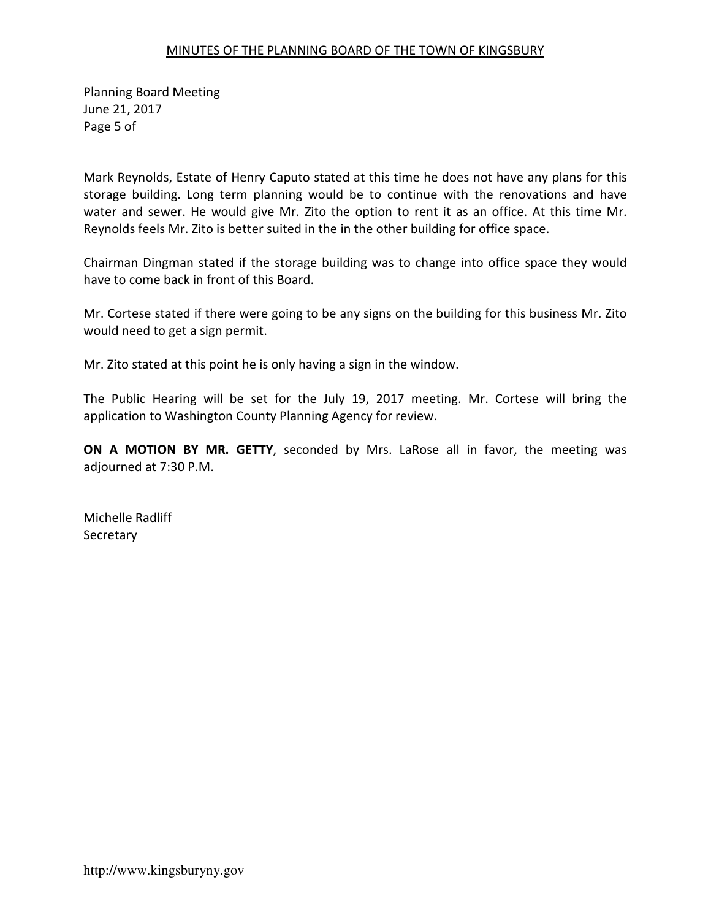Mark Reynolds, Estate of Henry Caputo stated at this time he does not have any plans for this storage building. Long term planning would be to continue with the renovations and have water and sewer. He would give Mr. Zito the option to rent it as an office. At this time Mr. Reynolds feels Mr. Zito is better suited in the in the other building for office space.

Chairman Dingman stated if the storage building was to change into office space they would have to come back in front of this Board.

Mr. Cortese stated if there were going to be any signs on the building for this business Mr. Zito would need to get a sign permit.

Mr. Zito stated at this point he is only having a sign in the window.

The Public Hearing will be set for the July 19, 2017 meeting. Mr. Cortese will bring the application to Washington County Planning Agency for review.

**ON A MOTION BY MR. GETTY**, seconded by Mrs. LaRose all in favor, the meeting was adjourned at 7:30 P.M.

Michelle Radliff
Secretary